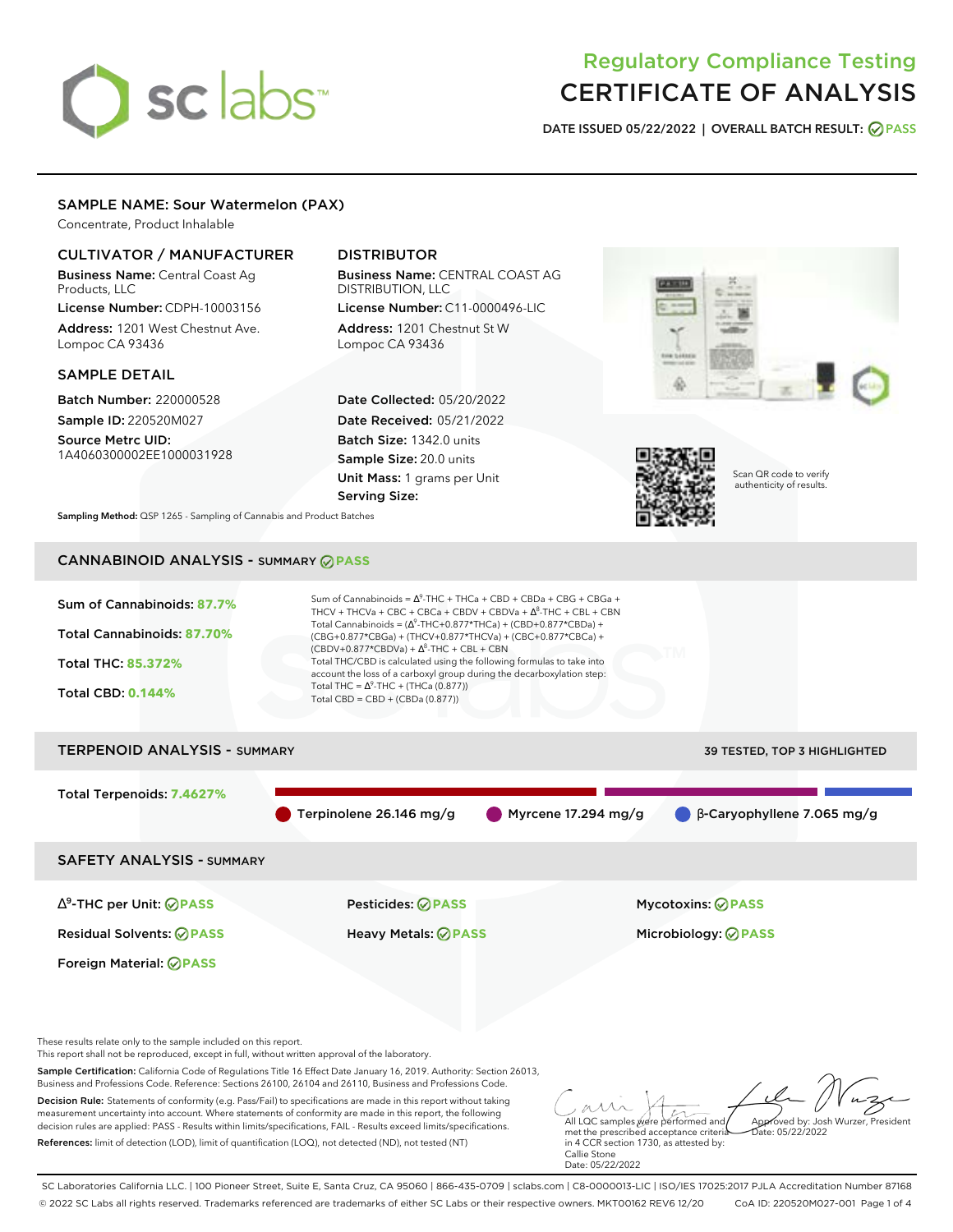# Regulatory Compliance Testing
# CERTIFICATE OF ANALYSIS

**DATE ISSUED 05/22/2022 | OVERALL BATCH RESULT: PASS**

## SAMPLE NAME: Sour Watermelon (PAX)

Concentrate, Product Inhalable

### CULTIVATOR / MANUFACTURER

**Business Name:** Central Coast Ag Products, LLC
**License Number:** CDPH-10003156
**Address:** 1201 West Chestnut Ave. Lompoc CA 93436

### DISTRIBUTOR

**Business Name:** CENTRAL COAST AG DISTRIBUTION, LLC
**License Number:** C11-0000496-LIC
**Address:** 1201 Chestnut St W Lompoc CA 93436

### SAMPLE DETAIL

**Batch Number:** 220000528
**Sample ID:** 220520M027
**Source Metrc UID:** 1A4060300002EE1000031928

**Date Collected:** 05/20/2022
**Date Received:** 05/21/2022
**Batch Size:** 1342.0 units
**Sample Size:** 20.0 units
**Unit Mass:** 1 grams per Unit
**Serving Size:**

Scan QR code to verify authenticity of results.

**Sampling Method:** QSP 1265 - Sampling of Cannabis and Product Batches

## CANNABINOID ANALYSIS - SUMMARY PASS

**Sum of Cannabinoids:** 87.7%
**Total Cannabinoids:** 87.70%
**Total THC:** 85.372%
**Total CBD:** 0.144%

Sum of Cannabinoids = $\Delta^9$-THC + THCa + CBD + CBDa + CBG + CBGa + THCV + THCVa + CBC + CBCa + CBDV + CBDVa + $\Delta^8$-THC + CBL + CBN
Total Cannabinoids = ($\Delta^9$-THC+0.877\*THCa) + (CBD+0.877\*CBDa) + (CBG+0.877\*CBGa) + (THCV+0.877\*THCVa) + (CBC+0.877\*CBCa) + (CBDV+0.877\*CBDVa) + $\Delta^8$-THC + CBL + CBN
Total THC/CBD is calculated using the following formulas to take into account the loss of a carboxyl group during the decarboxylation step:
Total THC = $\Delta^9$-THC + (THCa (0.877))
Total CBD = CBD + (CBDa (0.877))

## TERPENOID ANALYSIS - SUMMARY

39 TESTED, TOP 3 HIGHLIGHTED

**Total Terpenoids:** 7.4627%

- Terpinolene 26.146 mg/g
- Myrcene 17.294 mg/g
- β-Caryophyllene 7.065 mg/g

## SAFETY ANALYSIS - SUMMARY

| | | |
|---|---|---|
| $\Delta^9$-THC per Unit: PASS | Pesticides: PASS | Mycotoxins: PASS |
| Residual Solvents: PASS | Heavy Metals: PASS | Microbiology: PASS |
| Foreign Material: PASS | | |

These results relate only to the sample included on this report.
This report shall not be reproduced, except in full, without written approval of the laboratory.

**Sample Certification:** California Code of Regulations Title 16 Effect Date January 16, 2019. Authority: Section 26013, Business and Professions Code. Reference: Sections 26100, 26104 and 26110, Business and Professions Code.

**Decision Rule:** Statements of conformity (e.g. Pass/Fail) to specifications are made in this report without taking measurement uncertainty into account. Where statements of conformity are made in this report, the following decision rules are applied: PASS - Results within limits/specifications, FAIL - Results exceed limits/specifications.

**References:** limit of detection (LOD), limit of quantification (LOQ), not detected (ND), not tested (NT)

All LQC samples were performed and met the prescribed acceptance criteria in 4 CCR section 1730, as attested by: Callie Stone
Date: 05/22/2022

Approved by: Josh Wurzer, President
Date: 05/22/2022

SC Laboratories California LLC. | 100 Pioneer Street, Suite E, Santa Cruz, CA 95060 | 866-435-0709 | sclabs.com | C8-0000013-LIC | ISO/IES 17025:2017 PJLA Accreditation Number 87168
© 2022 SC Labs all rights reserved. Trademarks referenced are trademarks of either SC Labs or their respective owners. MKT00162 REV6 12/20 CoA ID: 220520M027-001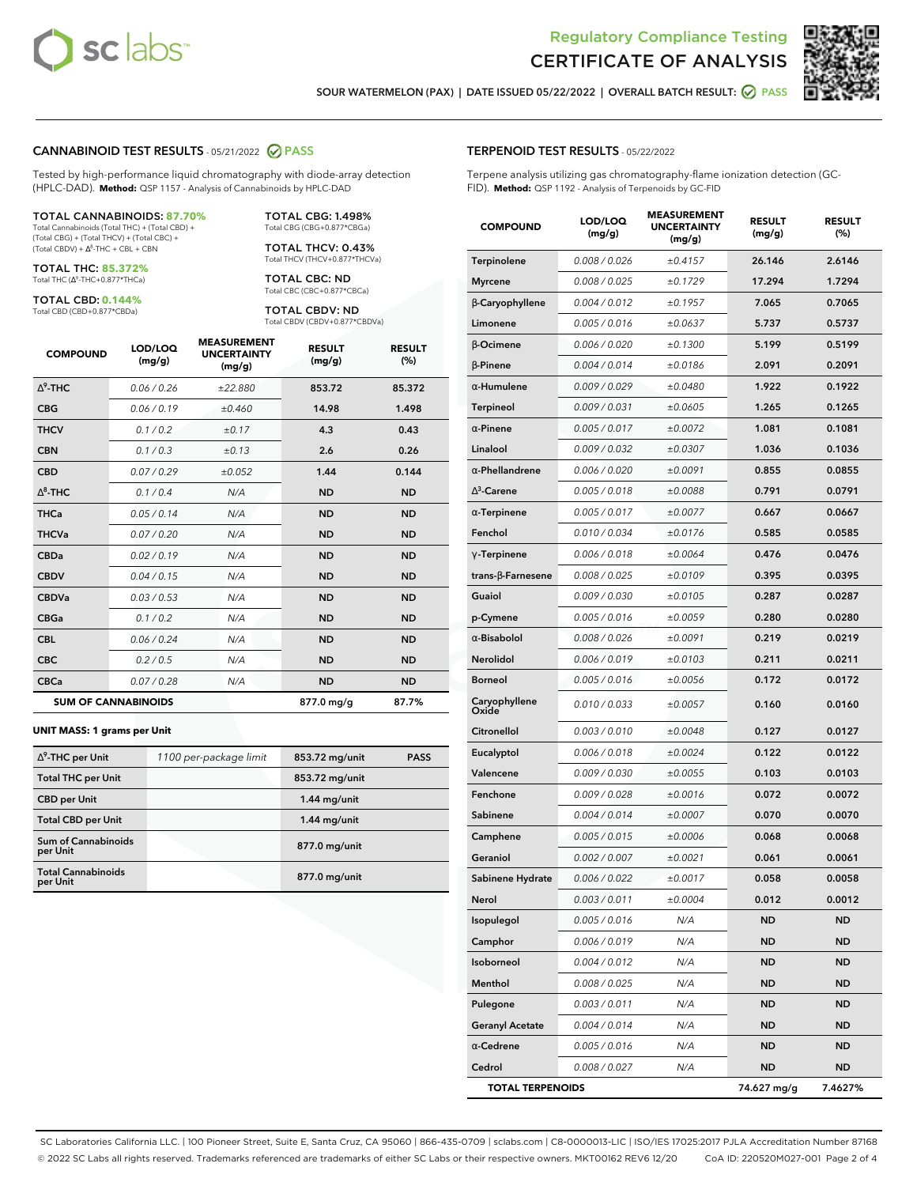# Regulatory Compliance Testing
# CERTIFICATE OF ANALYSIS

SOUR WATERMELON (PAX) | DATE ISSUED 05/22/2022 | OVERALL BATCH RESULT: PASS

## CANNABINOID TEST RESULTS - 05/21/2022 PASS

Tested by high-performance liquid chromatography with diode-array detection (HPLC-DAD). **Method:** QSP 1157 - Analysis of Cannabinoids by HPLC-DAD

**TOTAL CANNABINOIDS: 87.70%**
Total Cannabinoids (Total THC) + (Total CBD) + (Total CBG) + (Total THCV) + (Total CBC) + (Total CBDV) + Δ⁸-THC + CBL + CBN

**TOTAL THC: 85.372%**
Total THC (Δ⁹-THC+0.877*THCa)

**TOTAL CBD: 0.144%**
Total CBD (CBD+0.877*CBDa)

**TOTAL CBG: 1.498%**
Total CBG (CBG+0.877*CBGa)

**TOTAL THCV: 0.43%**
Total THCV (THCV+0.877*THCVa)

**TOTAL CBC: ND**
Total CBC (CBC+0.877*CBCa)

**TOTAL CBDV: ND**
Total CBDV (CBDV+0.877*CBDVa)

| COMPOUND | LOD/LOQ (mg/g) | MEASUREMENT UNCERTAINTY (mg/g) | RESULT (mg/g) | RESULT (%) |
|---|---|---|---|---|
| Δ⁹-THC | 0.06 / 0.26 | ±22.880 | 853.72 | 85.372 |
| CBG | 0.06 / 0.19 | ±0.460 | 14.98 | 1.498 |
| THCV | 0.1 / 0.2 | ±0.17 | 4.3 | 0.43 |
| CBN | 0.1 / 0.3 | ±0.13 | 2.6 | 0.26 |
| CBD | 0.07 / 0.29 | ±0.052 | 1.44 | 0.144 |
| Δ⁸-THC | 0.1 / 0.4 | N/A | ND | ND |
| THCa | 0.05 / 0.14 | N/A | ND | ND |
| THCVa | 0.07 / 0.20 | N/A | ND | ND |
| CBDa | 0.02 / 0.19 | N/A | ND | ND |
| CBDV | 0.04 / 0.15 | N/A | ND | ND |
| CBDVa | 0.03 / 0.53 | N/A | ND | ND |
| CBGa | 0.1 / 0.2 | N/A | ND | ND |
| CBL | 0.06 / 0.24 | N/A | ND | ND |
| CBC | 0.2 / 0.5 | N/A | ND | ND |
| CBCa | 0.07 / 0.28 | N/A | ND | ND |
| **SUM OF CANNABINOIDS** | | | 877.0 mg/g | 87.7% |

**UNIT MASS: 1 grams per Unit**

| | | | |
|---|---|---|---|
| Δ⁹-THC per Unit | 1100 per-package limit | 853.72 mg/unit | PASS |
| Total THC per Unit | | 853.72 mg/unit | |
| CBD per Unit | | 1.44 mg/unit | |
| Total CBD per Unit | | 1.44 mg/unit | |
| Sum of Cannabinoids per Unit | | 877.0 mg/unit | |
| Total Cannabinoids per Unit | | 877.0 mg/unit | |

## TERPENOID TEST RESULTS - 05/22/2022

Terpene analysis utilizing gas chromatography-flame ionization detection (GC-FID). **Method:** QSP 1192 - Analysis of Terpenoids by GC-FID

| COMPOUND | LOD/LOQ (mg/g) | MEASUREMENT UNCERTAINTY (mg/g) | RESULT (mg/g) | RESULT (%) |
|---|---|---|---|---|
| Terpinolene | 0.008 / 0.026 | ±0.4157 | 26.146 | 2.6146 |
| Myrcene | 0.008 / 0.025 | ±0.1729 | 17.294 | 1.7294 |
| β-Caryophyllene | 0.004 / 0.012 | ±0.1957 | 7.065 | 0.7065 |
| Limonene | 0.005 / 0.016 | ±0.0637 | 5.737 | 0.5737 |
| β-Ocimene | 0.006 / 0.020 | ±0.1300 | 5.199 | 0.5199 |
| β-Pinene | 0.004 / 0.014 | ±0.0186 | 2.091 | 0.2091 |
| α-Humulene | 0.009 / 0.029 | ±0.0480 | 1.922 | 0.1922 |
| Terpineol | 0.009 / 0.031 | ±0.0605 | 1.265 | 0.1265 |
| α-Pinene | 0.005 / 0.017 | ±0.0072 | 1.081 | 0.1081 |
| Linalool | 0.009 / 0.032 | ±0.0307 | 1.036 | 0.1036 |
| α-Phellandrene | 0.006 / 0.020 | ±0.0091 | 0.855 | 0.0855 |
| Δ³-Carene | 0.005 / 0.018 | ±0.0088 | 0.791 | 0.0791 |
| α-Terpinene | 0.005 / 0.017 | ±0.0077 | 0.667 | 0.0667 |
| Fenchol | 0.010 / 0.034 | ±0.0176 | 0.585 | 0.0585 |
| γ-Terpinene | 0.006 / 0.018 | ±0.0064 | 0.476 | 0.0476 |
| trans-β-Farnesene | 0.008 / 0.025 | ±0.0109 | 0.395 | 0.0395 |
| Guaiol | 0.009 / 0.030 | ±0.0105 | 0.287 | 0.0287 |
| p-Cymene | 0.005 / 0.016 | ±0.0059 | 0.280 | 0.0280 |
| α-Bisabolol | 0.008 / 0.026 | ±0.0091 | 0.219 | 0.0219 |
| Nerolidol | 0.006 / 0.019 | ±0.0103 | 0.211 | 0.0211 |
| Borneol | 0.005 / 0.016 | ±0.0056 | 0.172 | 0.0172 |
| Caryophyllene Oxide | 0.010 / 0.033 | ±0.0057 | 0.160 | 0.0160 |
| Citronellol | 0.003 / 0.010 | ±0.0048 | 0.127 | 0.0127 |
| Eucalyptol | 0.006 / 0.018 | ±0.0024 | 0.122 | 0.0122 |
| Valencene | 0.009 / 0.030 | ±0.0055 | 0.103 | 0.0103 |
| Fenchone | 0.009 / 0.028 | ±0.0016 | 0.072 | 0.0072 |
| Sabinene | 0.004 / 0.014 | ±0.0007 | 0.070 | 0.0070 |
| Camphene | 0.005 / 0.015 | ±0.0006 | 0.068 | 0.0068 |
| Geraniol | 0.002 / 0.007 | ±0.0021 | 0.061 | 0.0061 |
| Sabinene Hydrate | 0.006 / 0.022 | ±0.0017 | 0.058 | 0.0058 |
| Nerol | 0.003 / 0.011 | ±0.0004 | 0.012 | 0.0012 |
| Isopulegol | 0.005 / 0.016 | N/A | ND | ND |
| Camphor | 0.006 / 0.019 | N/A | ND | ND |
| Isoborneol | 0.004 / 0.012 | N/A | ND | ND |
| Menthol | 0.008 / 0.025 | N/A | ND | ND |
| Pulegone | 0.003 / 0.011 | N/A | ND | ND |
| Geranyl Acetate | 0.004 / 0.014 | N/A | ND | ND |
| α-Cedrene | 0.005 / 0.016 | N/A | ND | ND |
| Cedrol | 0.008 / 0.027 | N/A | ND | ND |
| **TOTAL TERPENOIDS** | | | 74.627 mg/g | 7.4627% |

SC Laboratories California LLC. | 100 Pioneer Street, Suite E, Santa Cruz, CA 95060 | 866-435-0709 | sclabs.com | C8-0000013-LIC | ISO/IES 17025:2017 PJLA Accreditation Number 87168
© 2022 SC Labs all rights reserved. Trademarks referenced are trademarks of either SC Labs or their respective owners. MKT00162 REV6 12/20 CoA ID: 220520M027-001